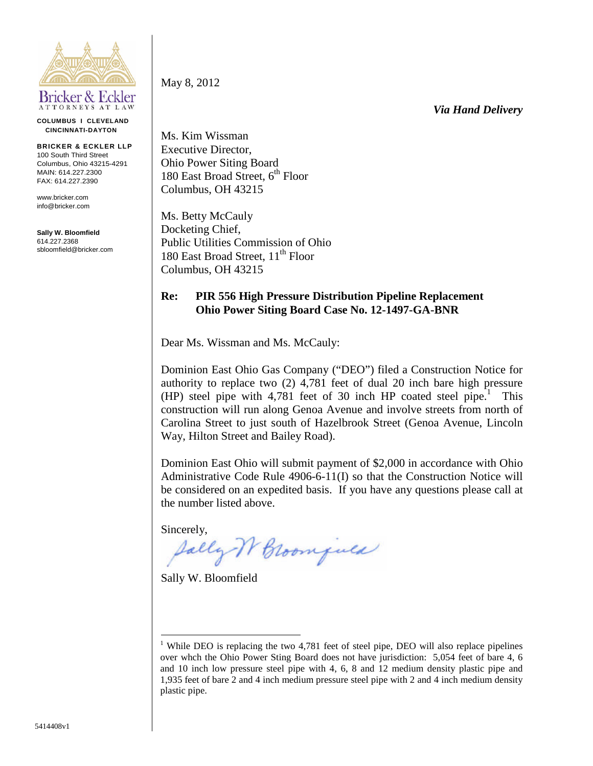Bricker & Eckler
ATTORNEYS AT LAW

**COLUMBUS | CLEVELAND**
**CINCINNATI-DAYTON**

**BRICKER & ECKLER LLP**
100 South Third Street
Columbus, Ohio 43215-4291
MAIN: 614.227.2300
FAX: 614.227.2390

www.bricker.com
info@bricker.com

**Sally W. Bloomfield**
614.227.2368
sbloomfield@bricker.com

May 8, 2012

***Via Hand Delivery***

Ms. Kim Wissman
Executive Director,
Ohio Power Siting Board
180 East Broad Street, 6th Floor
Columbus, OH 43215

Ms. Betty McCauly
Docketing Chief,
Public Utilities Commission of Ohio
180 East Broad Street, 11th Floor
Columbus, OH 43215

**Re: PIR 556 High Pressure Distribution Pipeline Replacement**
**Ohio Power Siting Board Case No. 12-1497-GA-BNR**

Dear Ms. Wissman and Ms. McCauly:

Dominion East Ohio Gas Company ("DEO") filed a Construction Notice for authority to replace two (2) 4,781 feet of dual 20 inch bare high pressure (HP) steel pipe with 4,781 feet of 30 inch HP coated steel pipe.[1] This construction will run along Genoa Avenue and involve streets from north of Carolina Street to just south of Hazelbrook Street (Genoa Avenue, Lincoln Way, Hilton Street and Bailey Road).

Dominion East Ohio will submit payment of $2,000 in accordance with Ohio Administrative Code Rule 4906-6-11(I) so that the Construction Notice will be considered on an expedited basis. If you have any questions please call at the number listed above.

Sincerely,

Sally W. Bloomfield

---

[1] While DEO is replacing the two 4,781 feet of steel pipe, DEO will also replace pipelines over whch the Ohio Power Sting Board does not have jurisdiction: 5,054 feet of bare 4, 6 and 10 inch low pressure steel pipe with 4, 6, 8 and 12 medium density plastic pipe and 1,935 feet of bare 2 and 4 inch medium pressure steel pipe with 2 and 4 inch medium density plastic pipe.

5414408v1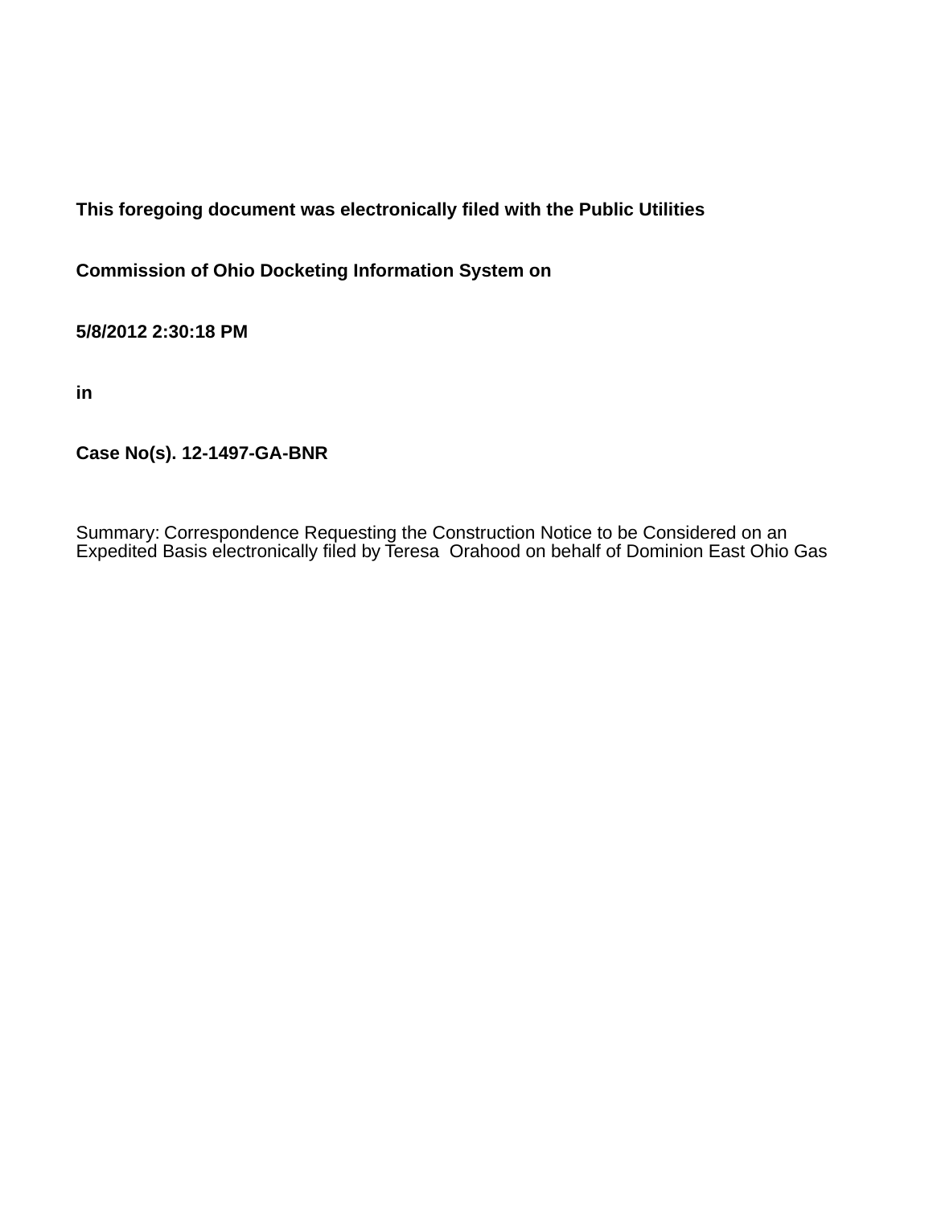**This foregoing document was electronically filed with the Public Utilities**

**Commission of Ohio Docketing Information System on**

**5/8/2012 2:30:18 PM**

**in**

**Case No(s). 12-1497-GA-BNR**

Summary: Correspondence Requesting the Construction Notice to be Considered on an Expedited Basis electronically filed by Teresa Orahood on behalf of Dominion East Ohio Gas